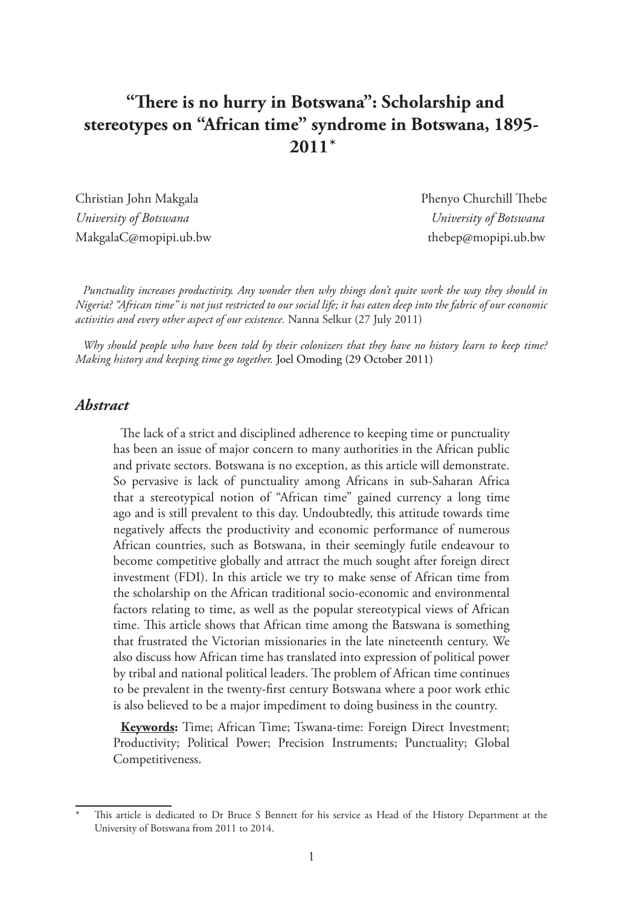# "There is no hurry in Botswana": Scholarship and stereotypes on "African time" syndrome in Botswana, 1895-2011*

Christian John Makgala
*University of Botswana*
MakgalaC@mopipi.ub.bw

Phenyo Churchill Thebe
*University of Botswana*
thebep@mopipi.ub.bw

*Punctuality increases productivity. Any wonder then why things don't quite work the way they should in Nigeria? "African time" is not just restricted to our social life; it has eaten deep into the fabric of our economic activities and every other aspect of our existence.* Nanna Selkur (27 July 2011)

*Why should people who have been told by their colonizers that they have no history learn to keep time? Making history and keeping time go together.* Joel Omoding (29 October 2011)

## *Abstract*

The lack of a strict and disciplined adherence to keeping time or punctuality has been an issue of major concern to many authorities in the African public and private sectors. Botswana is no exception, as this article will demonstrate. So pervasive is lack of punctuality among Africans in sub-Saharan Africa that a stereotypical notion of "African time" gained currency a long time ago and is still prevalent to this day. Undoubtedly, this attitude towards time negatively affects the productivity and economic performance of numerous African countries, such as Botswana, in their seemingly futile endeavour to become competitive globally and attract the much sought after foreign direct investment (FDI). In this article we try to make sense of African time from the scholarship on the African traditional socio-economic and environmental factors relating to time, as well as the popular stereotypical views of African time. This article shows that African time among the Batswana is something that frustrated the Victorian missionaries in the late nineteenth century. We also discuss how African time has translated into expression of political power by tribal and national political leaders. The problem of African time continues to be prevalent in the twenty-first century Botswana where a poor work ethic is also believed to be a major impediment to doing business in the country.

**Keywords:** Time; African Time; Tswana-time: Foreign Direct Investment; Productivity; Political Power; Precision Instruments; Punctuality; Global Competitiveness.

---

\* This article is dedicated to Dr Bruce S Bennett for his service as Head of the History Department at the University of Botswana from 2011 to 2014.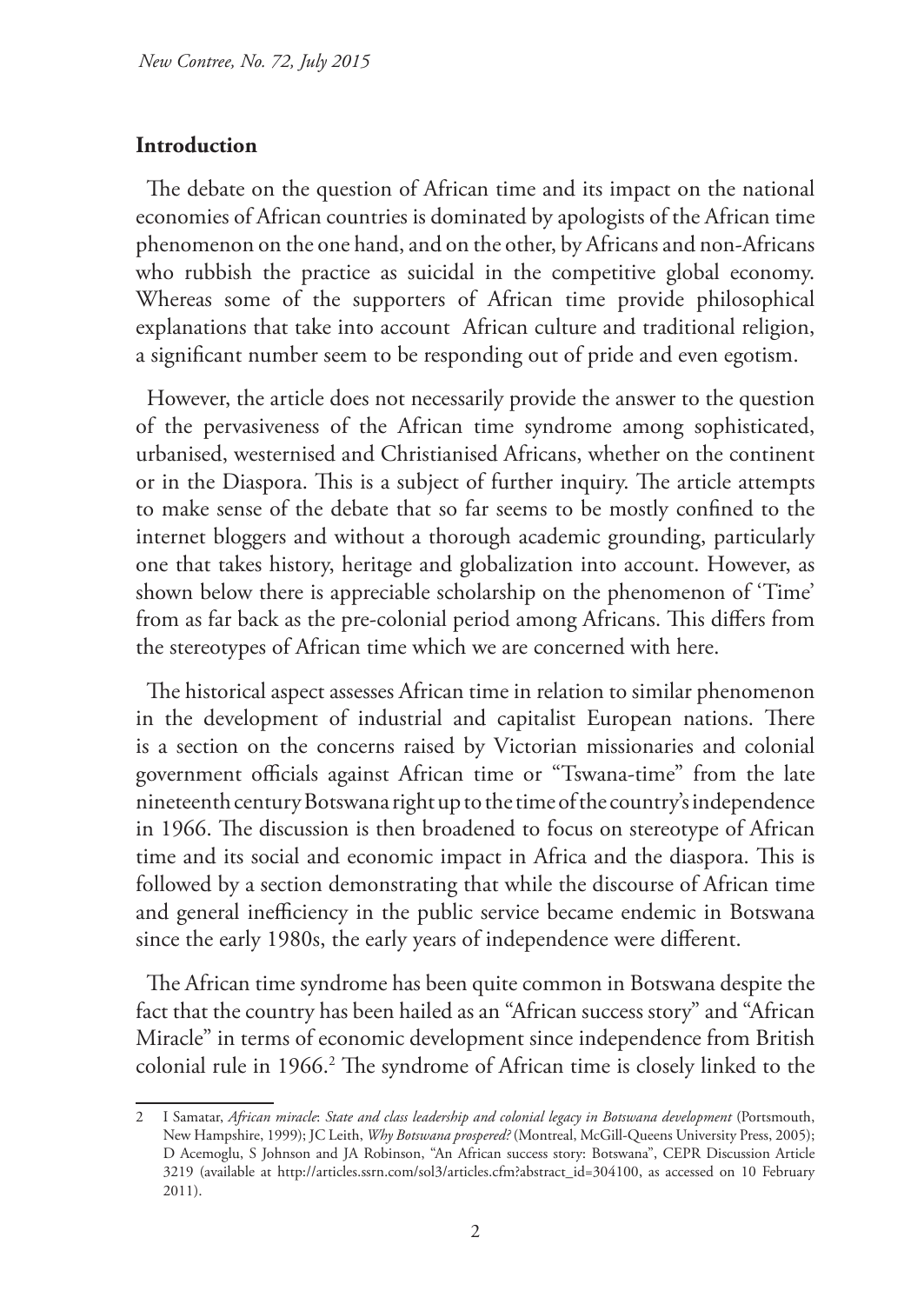## Introduction

The debate on the question of African time and its impact on the national economies of African countries is dominated by apologists of the African time phenomenon on the one hand, and on the other, by Africans and non-Africans who rubbish the practice as suicidal in the competitive global economy. Whereas some of the supporters of African time provide philosophical explanations that take into account African culture and traditional religion, a significant number seem to be responding out of pride and even egotism.

However, the article does not necessarily provide the answer to the question of the pervasiveness of the African time syndrome among sophisticated, urbanised, westernised and Christianised Africans, whether on the continent or in the Diaspora. This is a subject of further inquiry. The article attempts to make sense of the debate that so far seems to be mostly confined to the internet bloggers and without a thorough academic grounding, particularly one that takes history, heritage and globalization into account. However, as shown below there is appreciable scholarship on the phenomenon of 'Time' from as far back as the pre-colonial period among Africans. This differs from the stereotypes of African time which we are concerned with here.

The historical aspect assesses African time in relation to similar phenomenon in the development of industrial and capitalist European nations. There is a section on the concerns raised by Victorian missionaries and colonial government officials against African time or "Tswana-time" from the late nineteenth century Botswana right up to the time of the country's independence in 1966. The discussion is then broadened to focus on stereotype of African time and its social and economic impact in Africa and the diaspora. This is followed by a section demonstrating that while the discourse of African time and general inefficiency in the public service became endemic in Botswana since the early 1980s, the early years of independence were different.

The African time syndrome has been quite common in Botswana despite the fact that the country has been hailed as an "African success story" and "African Miracle" in terms of economic development since independence from British colonial rule in 1966.[2] The syndrome of African time is closely linked to the

---

2 I Samatar, *African miracle*: *State and class leadership and colonial legacy in Botswana development* (Portsmouth, New Hampshire, 1999); JC Leith, *Why Botswana prospered?* (Montreal, McGill-Queens University Press, 2005); D Acemoglu, S Johnson and JA Robinson, "An African success story: Botswana", CEPR Discussion Article 3219 (available at http://articles.ssrn.com/sol3/articles.cfm?abstract_id=304100, as accessed on 10 February 2011).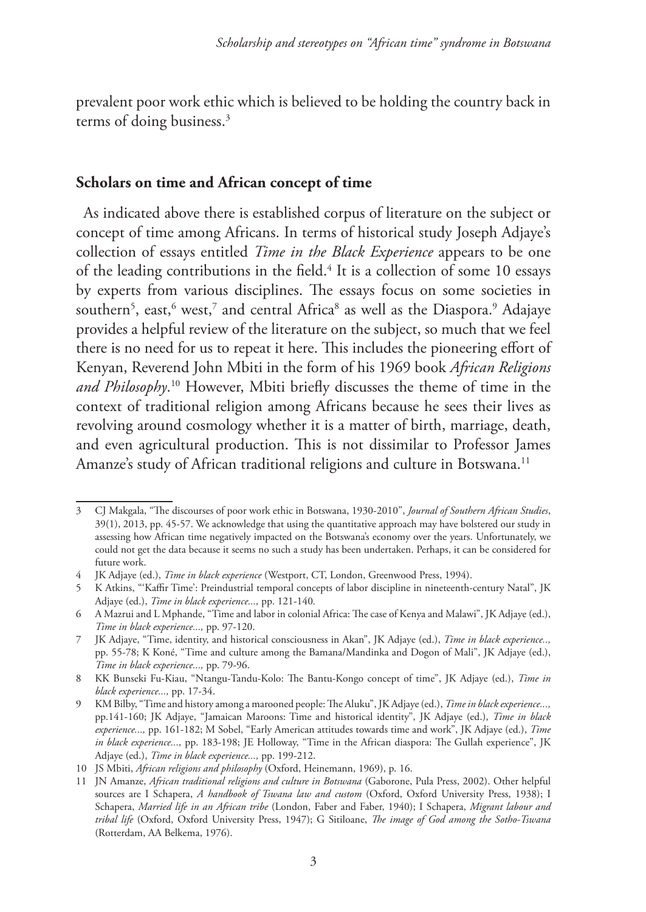prevalent poor work ethic which is believed to be holding the country back in terms of doing business.[3]

## Scholars on time and African concept of time

As indicated above there is established corpus of literature on the subject or concept of time among Africans. In terms of historical study Joseph Adjaye's collection of essays entitled *Time in the Black Experience* appears to be one of the leading contributions in the field.[4] It is a collection of some 10 essays by experts from various disciplines. The essays focus on some societies in southern[5], east,[6] west,[7] and central Africa[8] as well as the Diaspora.[9] Adajaye provides a helpful review of the literature on the subject, so much that we feel there is no need for us to repeat it here. This includes the pioneering effort of Kenyan, Reverend John Mbiti in the form of his 1969 book *African Religions and Philosophy*.[10] However, Mbiti briefly discusses the theme of time in the context of traditional religion among Africans because he sees their lives as revolving around cosmology whether it is a matter of birth, marriage, death, and even agricultural production. This is not dissimilar to Professor James Amanze's study of African traditional religions and culture in Botswana.[11]

---

3 CJ Makgala, "The discourses of poor work ethic in Botswana, 1930-2010", *Journal of Southern African Studies*, 39(1), 2013, pp. 45-57. We acknowledge that using the quantitative approach may have bolstered our study in assessing how African time negatively impacted on the Botswana's economy over the years. Unfortunately, we could not get the data because it seems no such a study has been undertaken. Perhaps, it can be considered for future work.

4 JK Adjaye (ed.), *Time in black experience* (Westport, CT, London, Greenwood Press, 1994).

5 K Atkins, "'Kaffir Time': Preindustrial temporal concepts of labor discipline in nineteenth-century Natal", JK Adjaye (ed.), *Time in black experience...,* pp. 121-140.

6 A Mazrui and L Mphande, "Time and labor in colonial Africa: The case of Kenya and Malawi", JK Adjaye (ed.), *Time in black experience...,* pp. 97-120.

7 JK Adjaye, "Time, identity, and historical consciousness in Akan", JK Adjaye (ed.), *Time in black experience..,* pp. 55-78; K Koné, "Time and culture among the Bamana/Mandinka and Dogon of Mali", JK Adjaye (ed.), *Time in black experience...,* pp. 79-96.

8 KK Bunseki Fu-Kiau, "Ntangu-Tandu-Kolo: The Bantu-Kongo concept of time", JK Adjaye (ed.), *Time in black experience...,* pp. 17-34.

9 KM Bilby, "Time and history among a marooned people: The Aluku", JK Adjaye (ed.), *Time in black experience...,* pp.141-160; JK Adjaye, "Jamaican Maroons: Time and historical identity", JK Adjaye (ed.), *Time in black experience...,* pp. 161-182; M Sobel, "Early American attitudes towards time and work", JK Adjaye (ed.), *Time in black experience...,* pp. 183-198; JE Holloway, "Time in the African diaspora: The Gullah experience", JK Adjaye (ed.), *Time in black experience...,* pp. 199-212.

10 JS Mbiti, *African religions and philosophy* (Oxford, Heinemann, 1969), p. 16.

11 JN Amanze, *African traditional religions and culture in Botswana* (Gaborone, Pula Press, 2002). Other helpful sources are I Schapera, *A handbook of Tswana law and custom* (Oxford, Oxford University Press, 1938); I Schapera, *Married life in an African tribe* (London, Faber and Faber, 1940); I Schapera, *Migrant labour and tribal life* (Oxford, Oxford University Press, 1947); G Sitiloane, *The image of God among the Sotho-Tswana* (Rotterdam, AA Belkema, 1976).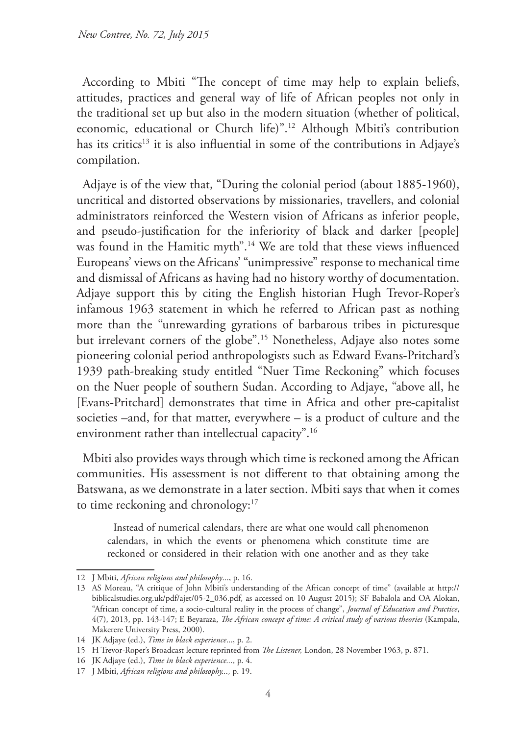According to Mbiti "The concept of time may help to explain beliefs, attitudes, practices and general way of life of African peoples not only in the traditional set up but also in the modern situation (whether of political, economic, educational or Church life)".[12] Although Mbiti's contribution has its critics[13] it is also influential in some of the contributions in Adjaye's compilation.

Adjaye is of the view that, "During the colonial period (about 1885-1960), uncritical and distorted observations by missionaries, travellers, and colonial administrators reinforced the Western vision of Africans as inferior people, and pseudo-justification for the inferiority of black and darker [people] was found in the Hamitic myth".[14] We are told that these views influenced Europeans' views on the Africans' "unimpressive" response to mechanical time and dismissal of Africans as having had no history worthy of documentation. Adjaye support this by citing the English historian Hugh Trevor-Roper's infamous 1963 statement in which he referred to African past as nothing more than the "unrewarding gyrations of barbarous tribes in picturesque but irrelevant corners of the globe".[15] Nonetheless, Adjaye also notes some pioneering colonial period anthropologists such as Edward Evans-Pritchard's 1939 path-breaking study entitled "Nuer Time Reckoning" which focuses on the Nuer people of southern Sudan. According to Adjaye, "above all, he [Evans-Pritchard] demonstrates that time in Africa and other pre-capitalist societies –and, for that matter, everywhere – is a product of culture and the environment rather than intellectual capacity".[16]

Mbiti also provides ways through which time is reckoned among the African communities. His assessment is not different to that obtaining among the Batswana, as we demonstrate in a later section. Mbiti says that when it comes to time reckoning and chronology:[17]

> Instead of numerical calendars, there are what one would call phenomenon calendars, in which the events or phenomena which constitute time are reckoned or considered in their relation with one another and as they take

---

12 J Mbiti, *African religions and philosophy*..., p. 16.

13 AS Moreau, "A critique of John Mbiti's understanding of the African concept of time" (available at http://biblicalstudies.org.uk/pdf/ajet/05-2_036.pdf, as accessed on 10 August 2015); SF Babalola and OA Alokan, "African concept of time, a socio-cultural reality in the process of change", *Journal of Education and Practice*, 4(7), 2013, pp. 143-147; E Beyaraza, *The African concept of time: A critical study of various theories* (Kampala, Makerere University Press, 2000).

14 JK Adjaye (ed.), *Time in black experience*..., p. 2.

15 H Trevor-Roper's Broadcast lecture reprinted from *The Listener,* London, 28 November 1963, p. 871.

16 JK Adjaye (ed.), *Time in black experience*..., p. 4.

17 J Mbiti, *African religions and philosophy...,* p. 19.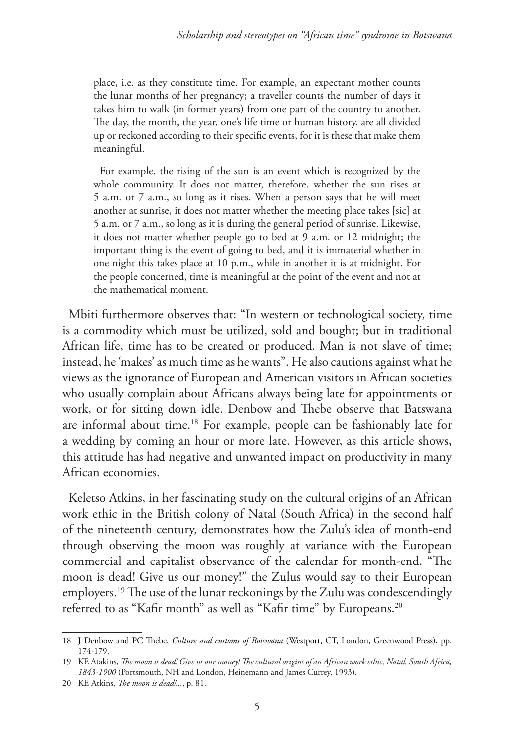> place, i.e. as they constitute time. For example, an expectant mother counts the lunar months of her pregnancy; a traveller counts the number of days it takes him to walk (in former years) from one part of the country to another. The day, the month, the year, one's life time or human history, are all divided up or reckoned according to their specific events, for it is these that make them meaningful.
>
> For example, the rising of the sun is an event which is recognized by the whole community. It does not matter, therefore, whether the sun rises at 5 a.m. or 7 a.m., so long as it rises. When a person says that he will meet another at sunrise, it does not matter whether the meeting place takes [sic] at 5 a.m. or 7 a.m., so long as it is during the general period of sunrise. Likewise, it does not matter whether people go to bed at 9 a.m. or 12 midnight; the important thing is the event of going to bed, and it is immaterial whether in one night this takes place at 10 p.m., while in another it is at midnight. For the people concerned, time is meaningful at the point of the event and not at the mathematical moment.

Mbiti furthermore observes that: "In western or technological society, time is a commodity which must be utilized, sold and bought; but in traditional African life, time has to be created or produced. Man is not slave of time; instead, he 'makes' as much time as he wants". He also cautions against what he views as the ignorance of European and American visitors in African societies who usually complain about Africans always being late for appointments or work, or for sitting down idle. Denbow and Thebe observe that Batswana are informal about time.[18] For example, people can be fashionably late for a wedding by coming an hour or more late. However, as this article shows, this attitude has had negative and unwanted impact on productivity in many African economies.

Keletso Atkins, in her fascinating study on the cultural origins of an African work ethic in the British colony of Natal (South Africa) in the second half of the nineteenth century, demonstrates how the Zulu's idea of month-end through observing the moon was roughly at variance with the European commercial and capitalist observance of the calendar for month-end. "The moon is dead! Give us our money!" the Zulus would say to their European employers.[19] The use of the lunar reckonings by the Zulu was condescendingly referred to as "Kafir month" as well as "Kafir time" by Europeans.[20]

---

18 J Denbow and PC Thebe, *Culture and customs of Botswana* (Westport, CT, London, Greenwood Press), pp. 174-179.

19 KE Atakins, *The moon is dead! Give us our money! The cultural origins of an African work ethic, Natal, South Africa, 1843-1900* (Portsmouth, NH and London, Heinemann and James Currey, 1993).

20 KE Atkins, *The moon is dead!...*, p. 81.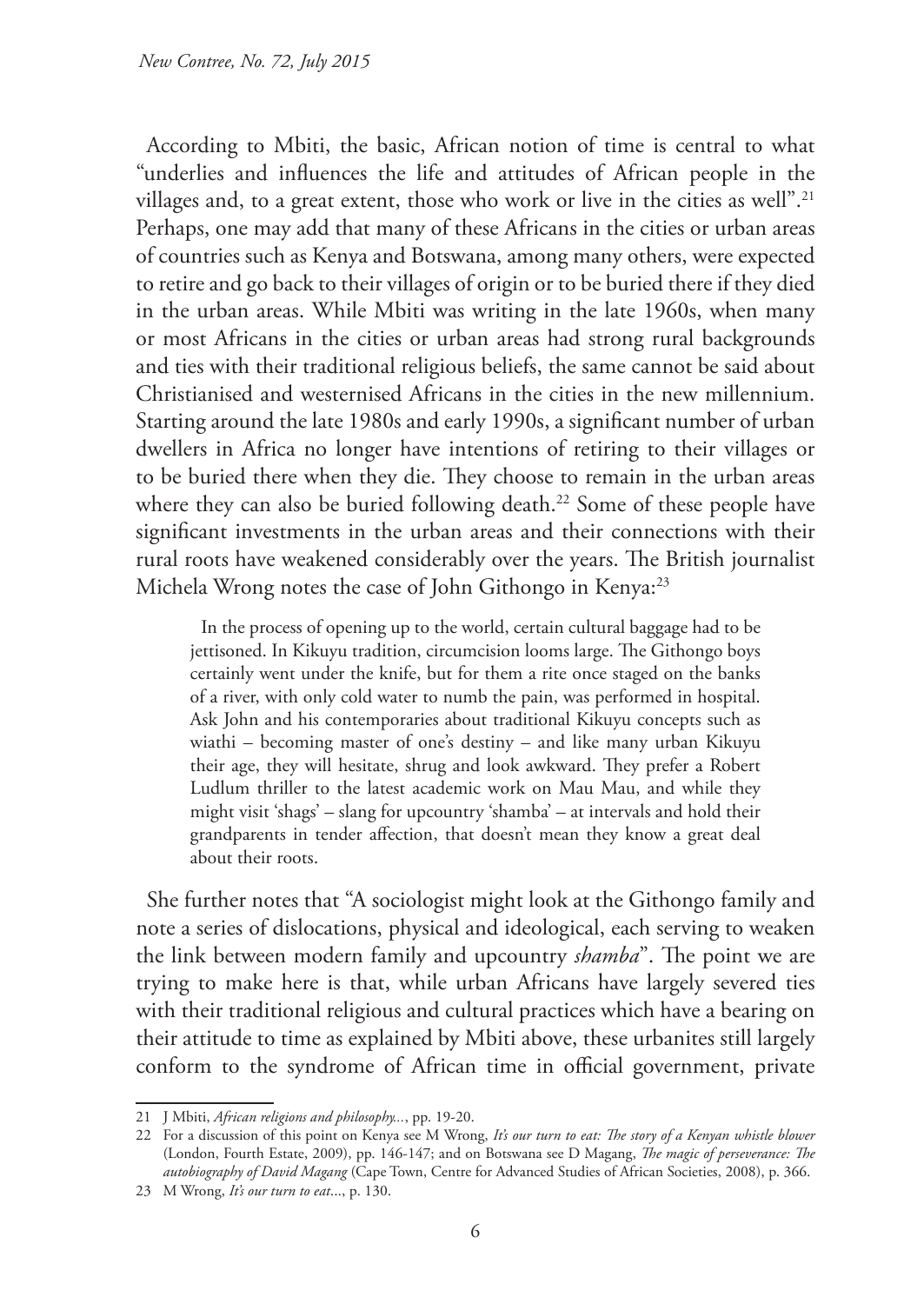According to Mbiti, the basic, African notion of time is central to what "underlies and influences the life and attitudes of African people in the villages and, to a great extent, those who work or live in the cities as well".[21] Perhaps, one may add that many of these Africans in the cities or urban areas of countries such as Kenya and Botswana, among many others, were expected to retire and go back to their villages of origin or to be buried there if they died in the urban areas. While Mbiti was writing in the late 1960s, when many or most Africans in the cities or urban areas had strong rural backgrounds and ties with their traditional religious beliefs, the same cannot be said about Christianised and westernised Africans in the cities in the new millennium. Starting around the late 1980s and early 1990s, a significant number of urban dwellers in Africa no longer have intentions of retiring to their villages or to be buried there when they die. They choose to remain in the urban areas where they can also be buried following death.[22] Some of these people have significant investments in the urban areas and their connections with their rural roots have weakened considerably over the years. The British journalist Michela Wrong notes the case of John Githongo in Kenya:[23]

> In the process of opening up to the world, certain cultural baggage had to be jettisoned. In Kikuyu tradition, circumcision looms large. The Githongo boys certainly went under the knife, but for them a rite once staged on the banks of a river, with only cold water to numb the pain, was performed in hospital. Ask John and his contemporaries about traditional Kikuyu concepts such as wiathi – becoming master of one's destiny – and like many urban Kikuyu their age, they will hesitate, shrug and look awkward. They prefer a Robert Ludlum thriller to the latest academic work on Mau Mau, and while they might visit 'shags' – slang for upcountry 'shamba' – at intervals and hold their grandparents in tender affection, that doesn't mean they know a great deal about their roots.

She further notes that "A sociologist might look at the Githongo family and note a series of dislocations, physical and ideological, each serving to weaken the link between modern family and upcountry *shamba*". The point we are trying to make here is that, while urban Africans have largely severed ties with their traditional religious and cultural practices which have a bearing on their attitude to time as explained by Mbiti above, these urbanites still largely conform to the syndrome of African time in official government, private

---

21 J Mbiti, *African religions and philosophy...*, pp. 19-20.

22 For a discussion of this point on Kenya see M Wrong, *It's our turn to eat: The story of a Kenyan whistle blower* (London, Fourth Estate, 2009), pp. 146-147; and on Botswana see D Magang, *The magic of perseverance: The autobiography of David Magang* (Cape Town, Centre for Advanced Studies of African Societies, 2008), p. 366.

23 M Wrong, *It's our turn to eat...*, p. 130.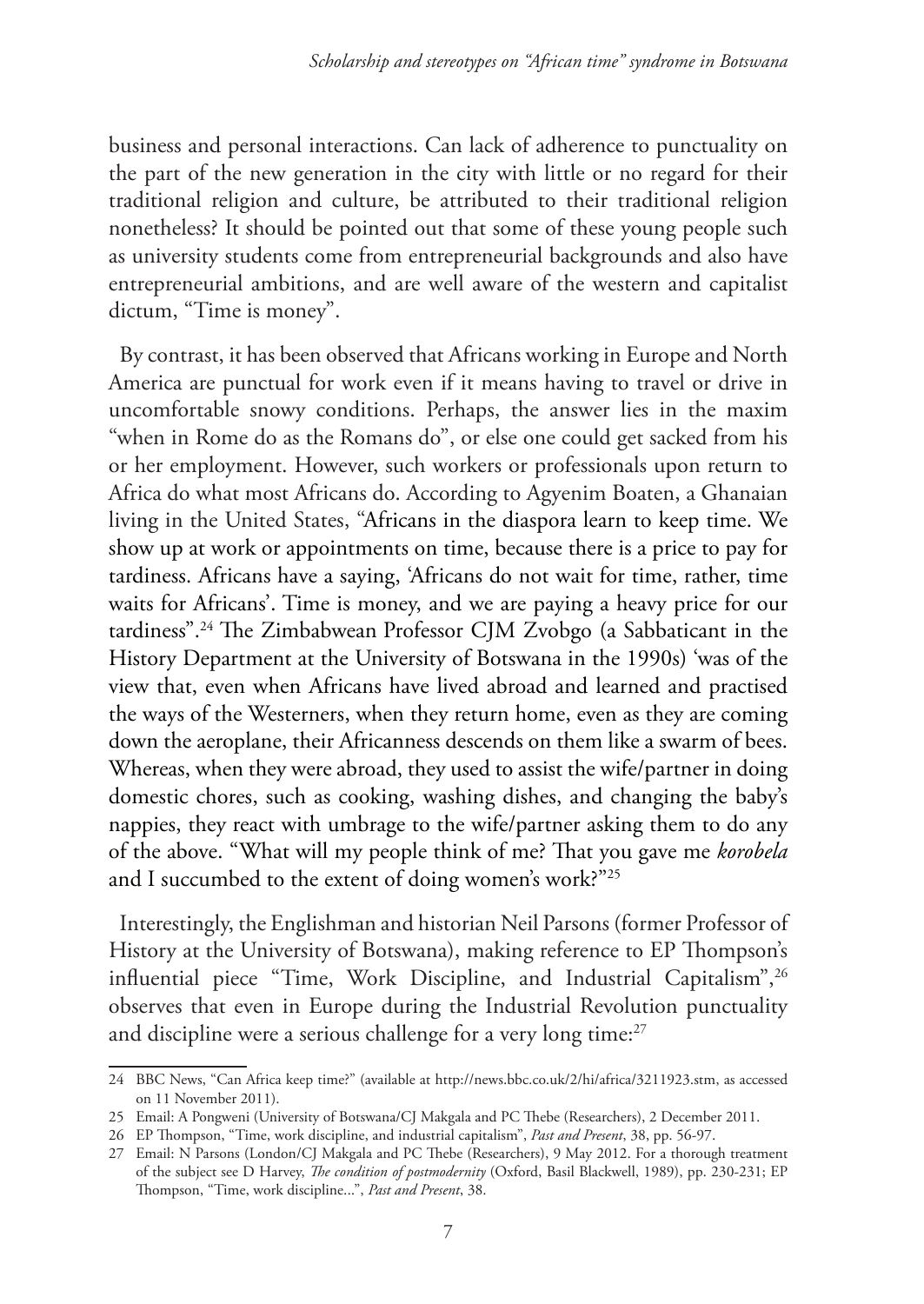business and personal interactions. Can lack of adherence to punctuality on the part of the new generation in the city with little or no regard for their traditional religion and culture, be attributed to their traditional religion nonetheless? It should be pointed out that some of these young people such as university students come from entrepreneurial backgrounds and also have entrepreneurial ambitions, and are well aware of the western and capitalist dictum, "Time is money".

By contrast, it has been observed that Africans working in Europe and North America are punctual for work even if it means having to travel or drive in uncomfortable snowy conditions. Perhaps, the answer lies in the maxim "when in Rome do as the Romans do", or else one could get sacked from his or her employment. However, such workers or professionals upon return to Africa do what most Africans do. According to Agyenim Boaten, a Ghanaian living in the United States, "Africans in the diaspora learn to keep time. We show up at work or appointments on time, because there is a price to pay for tardiness. Africans have a saying, 'Africans do not wait for time, rather, time waits for Africans'. Time is money, and we are paying a heavy price for our tardiness".[24] The Zimbabwean Professor CJM Zvobgo (a Sabbaticant in the History Department at the University of Botswana in the 1990s) 'was of the view that, even when Africans have lived abroad and learned and practised the ways of the Westerners, when they return home, even as they are coming down the aeroplane, their Africanness descends on them like a swarm of bees. Whereas, when they were abroad, they used to assist the wife/partner in doing domestic chores, such as cooking, washing dishes, and changing the baby's nappies, they react with umbrage to the wife/partner asking them to do any of the above. "What will my people think of me? That you gave me *korobela* and I succumbed to the extent of doing women's work?"[25]

Interestingly, the Englishman and historian Neil Parsons (former Professor of History at the University of Botswana), making reference to EP Thompson's influential piece "Time, Work Discipline, and Industrial Capitalism",[26] observes that even in Europe during the Industrial Revolution punctuality and discipline were a serious challenge for a very long time:[27]

---

24 BBC News, "Can Africa keep time?" (available at http://news.bbc.co.uk/2/hi/africa/3211923.stm, as accessed on 11 November 2011).

25 Email: A Pongweni (University of Botswana/CJ Makgala and PC Thebe (Researchers), 2 December 2011.

26 EP Thompson, "Time, work discipline, and industrial capitalism", *Past and Present*, 38, pp. 56-97.

27 Email: N Parsons (London/CJ Makgala and PC Thebe (Researchers), 9 May 2012. For a thorough treatment of the subject see D Harvey, *The condition of postmodernity* (Oxford, Basil Blackwell, 1989), pp. 230-231; EP Thompson, "Time, work discipline...", *Past and Present*, 38.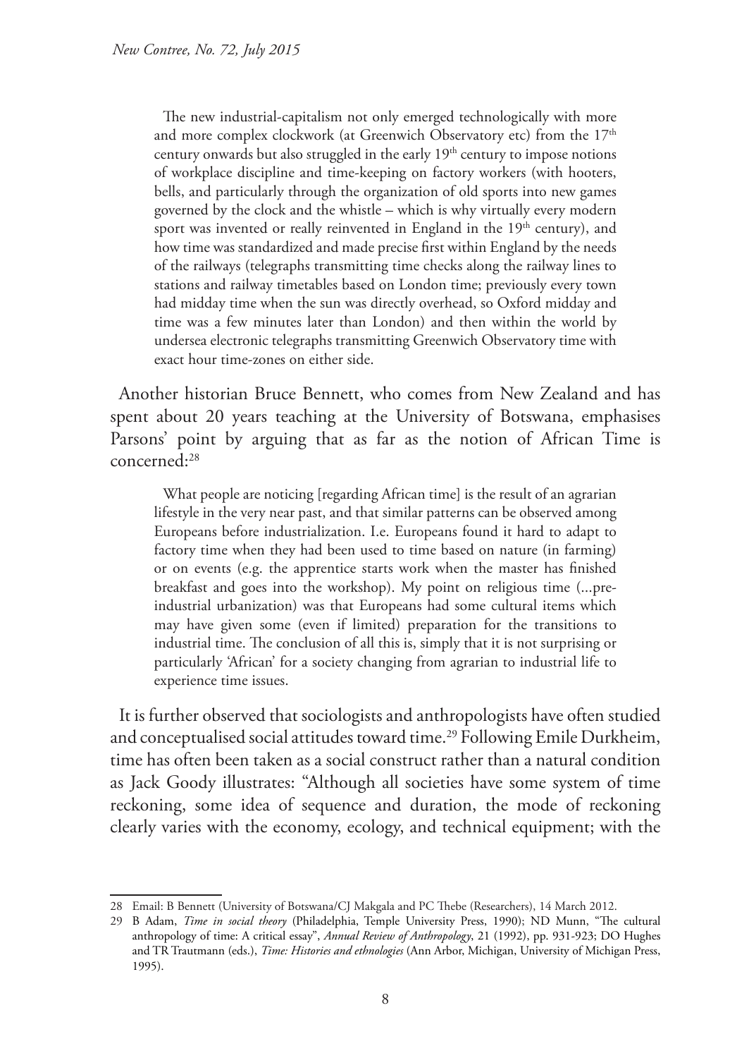> The new industrial-capitalism not only emerged technologically with more and more complex clockwork (at Greenwich Observatory etc) from the 17th century onwards but also struggled in the early 19th century to impose notions of workplace discipline and time-keeping on factory workers (with hooters, bells, and particularly through the organization of old sports into new games governed by the clock and the whistle – which is why virtually every modern sport was invented or really reinvented in England in the 19th century), and how time was standardized and made precise first within England by the needs of the railways (telegraphs transmitting time checks along the railway lines to stations and railway timetables based on London time; previously every town had midday time when the sun was directly overhead, so Oxford midday and time was a few minutes later than London) and then within the world by undersea electronic telegraphs transmitting Greenwich Observatory time with exact hour time-zones on either side.

Another historian Bruce Bennett, who comes from New Zealand and has spent about 20 years teaching at the University of Botswana, emphasises Parsons' point by arguing that as far as the notion of African Time is concerned:[28]

> What people are noticing [regarding African time] is the result of an agrarian lifestyle in the very near past, and that similar patterns can be observed among Europeans before industrialization. I.e. Europeans found it hard to adapt to factory time when they had been used to time based on nature (in farming) or on events (e.g. the apprentice starts work when the master has finished breakfast and goes into the workshop). My point on religious time (...pre-industrial urbanization) was that Europeans had some cultural items which may have given some (even if limited) preparation for the transitions to industrial time. The conclusion of all this is, simply that it is not surprising or particularly 'African' for a society changing from agrarian to industrial life to experience time issues.

It is further observed that sociologists and anthropologists have often studied and conceptualised social attitudes toward time.[29] Following Emile Durkheim, time has often been taken as a social construct rather than a natural condition as Jack Goody illustrates: "Although all societies have some system of time reckoning, some idea of sequence and duration, the mode of reckoning clearly varies with the economy, ecology, and technical equipment; with the

---

28 Email: B Bennett (University of Botswana/CJ Makgala and PC Thebe (Researchers), 14 March 2012.

29 B Adam, *Time in social theory* (Philadelphia, Temple University Press, 1990); ND Munn, "The cultural anthropology of time: A critical essay", *Annual Review of Anthropology*, 21 (1992), pp. 931-923; DO Hughes and TR Trautmann (eds.), *Time: Histories and ethnologies* (Ann Arbor, Michigan, University of Michigan Press, 1995).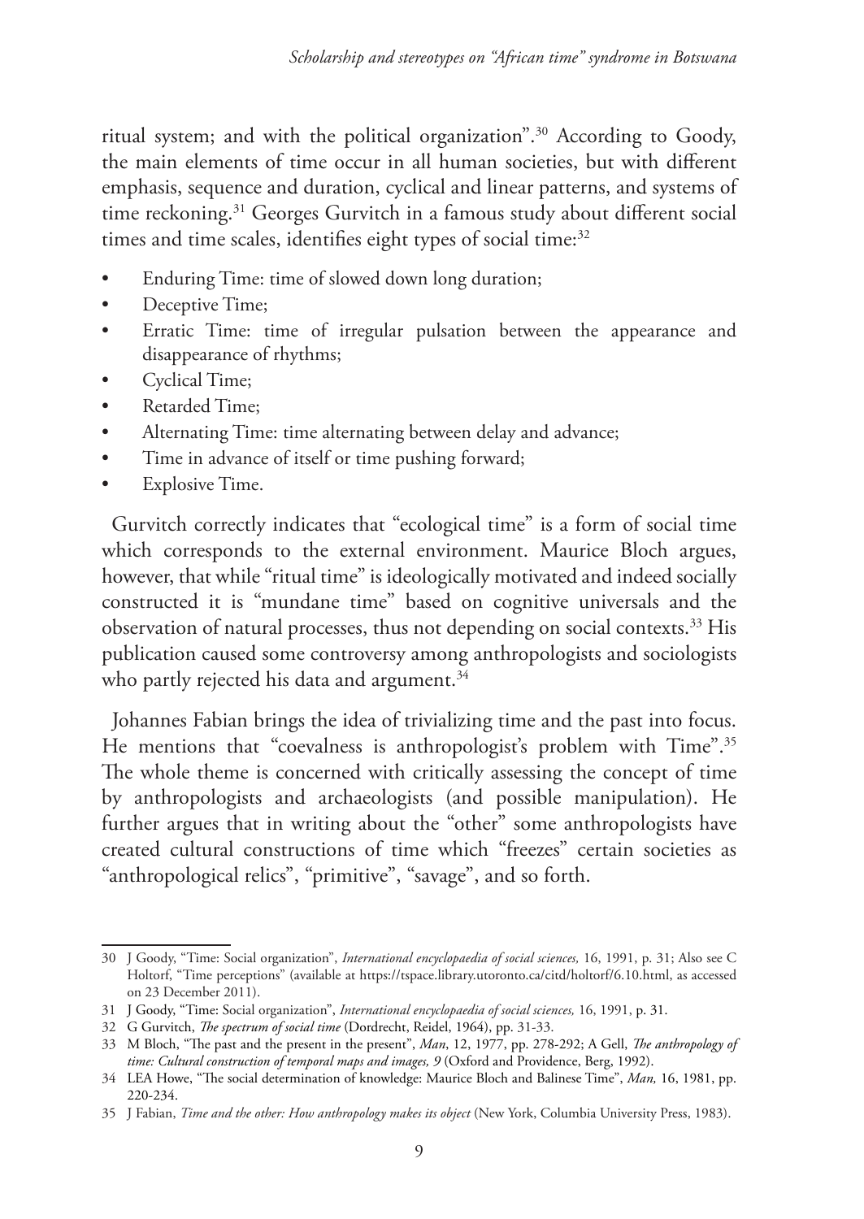ritual system; and with the political organization".[30] According to Goody, the main elements of time occur in all human societies, but with different emphasis, sequence and duration, cyclical and linear patterns, and systems of time reckoning.[31] Georges Gurvitch in a famous study about different social times and time scales, identifies eight types of social time:[32]

- Enduring Time: time of slowed down long duration;
- Deceptive Time;
- Erratic Time: time of irregular pulsation between the appearance and disappearance of rhythms;
- Cyclical Time;
- Retarded Time;
- Alternating Time: time alternating between delay and advance;
- Time in advance of itself or time pushing forward;
- Explosive Time.

Gurvitch correctly indicates that "ecological time" is a form of social time which corresponds to the external environment. Maurice Bloch argues, however, that while "ritual time" is ideologically motivated and indeed socially constructed it is "mundane time" based on cognitive universals and the observation of natural processes, thus not depending on social contexts.[33] His publication caused some controversy among anthropologists and sociologists who partly rejected his data and argument.[34]

Johannes Fabian brings the idea of trivializing time and the past into focus. He mentions that "coevalness is anthropologist's problem with Time".[35] The whole theme is concerned with critically assessing the concept of time by anthropologists and archaeologists (and possible manipulation). He further argues that in writing about the "other" some anthropologists have created cultural constructions of time which "freezes" certain societies as "anthropological relics", "primitive", "savage", and so forth.

---

30 J Goody, "Time: Social organization", *International encyclopaedia of social sciences,* 16, 1991, p. 31; Also see C Holtorf, "Time perceptions" (available at https://tspace.library.utoronto.ca/citd/holtorf/6.10.html, as accessed on 23 December 2011).

31 J Goody, "Time: Social organization", *International encyclopaedia of social sciences,* 16, 1991, p. 31.

32 G Gurvitch, *The spectrum of social time* (Dordrecht, Reidel, 1964), pp. 31-33.

33 M Bloch, "The past and the present in the present", *Man*, 12, 1977, pp. 278-292; A Gell, *The anthropology of time: Cultural construction of temporal maps and images, 9* (Oxford and Providence, Berg, 1992).

34 LEA Howe, "The social determination of knowledge: Maurice Bloch and Balinese Time", *Man,* 16, 1981, pp. 220-234.

35 J Fabian, *Time and the other: How anthropology makes its object* (New York, Columbia University Press, 1983).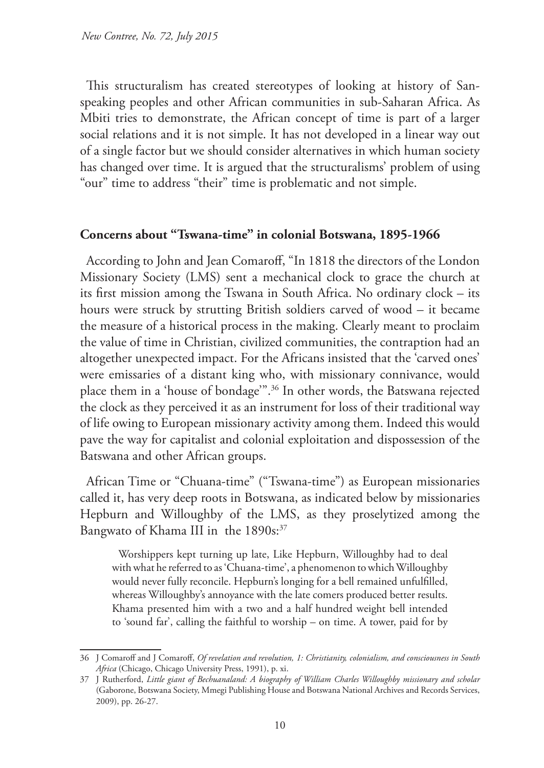This structuralism has created stereotypes of looking at history of San-speaking peoples and other African communities in sub-Saharan Africa. As Mbiti tries to demonstrate, the African concept of time is part of a larger social relations and it is not simple. It has not developed in a linear way out of a single factor but we should consider alternatives in which human society has changed over time. It is argued that the structuralisms' problem of using "our" time to address "their" time is problematic and not simple.

## Concerns about "Tswana-time" in colonial Botswana, 1895-1966

According to John and Jean Comaroff, "In 1818 the directors of the London Missionary Society (LMS) sent a mechanical clock to grace the church at its first mission among the Tswana in South Africa. No ordinary clock – its hours were struck by strutting British soldiers carved of wood – it became the measure of a historical process in the making. Clearly meant to proclaim the value of time in Christian, civilized communities, the contraption had an altogether unexpected impact. For the Africans insisted that the 'carved ones' were emissaries of a distant king who, with missionary connivance, would place them in a 'house of bondage'".[36] In other words, the Batswana rejected the clock as they perceived it as an instrument for loss of their traditional way of life owing to European missionary activity among them. Indeed this would pave the way for capitalist and colonial exploitation and dispossession of the Batswana and other African groups.

African Time or "Chuana-time" ("Tswana-time") as European missionaries called it, has very deep roots in Botswana, as indicated below by missionaries Hepburn and Willoughby of the LMS, as they proselytized among the Bangwato of Khama III in the 1890s:[37]

> Worshippers kept turning up late, Like Hepburn, Willoughby had to deal with what he referred to as 'Chuana-time', a phenomenon to which Willoughby would never fully reconcile. Hepburn's longing for a bell remained unfulfilled, whereas Willoughby's annoyance with the late comers produced better results. Khama presented him with a two and a half hundred weight bell intended to 'sound far', calling the faithful to worship – on time. A tower, paid for by

---

36 J Comaroff and J Comaroff, *Of revelation and revolution, 1: Christianity, colonialism, and consciousness in South Africa* (Chicago, Chicago University Press, 1991), p. xi.

37 J Rutherford, *Little giant of Bechuanaland: A biography of William Charles Willoughby missionary and scholar* (Gaborone, Botswana Society, Mmegi Publishing House and Botswana National Archives and Records Services, 2009), pp. 26-27.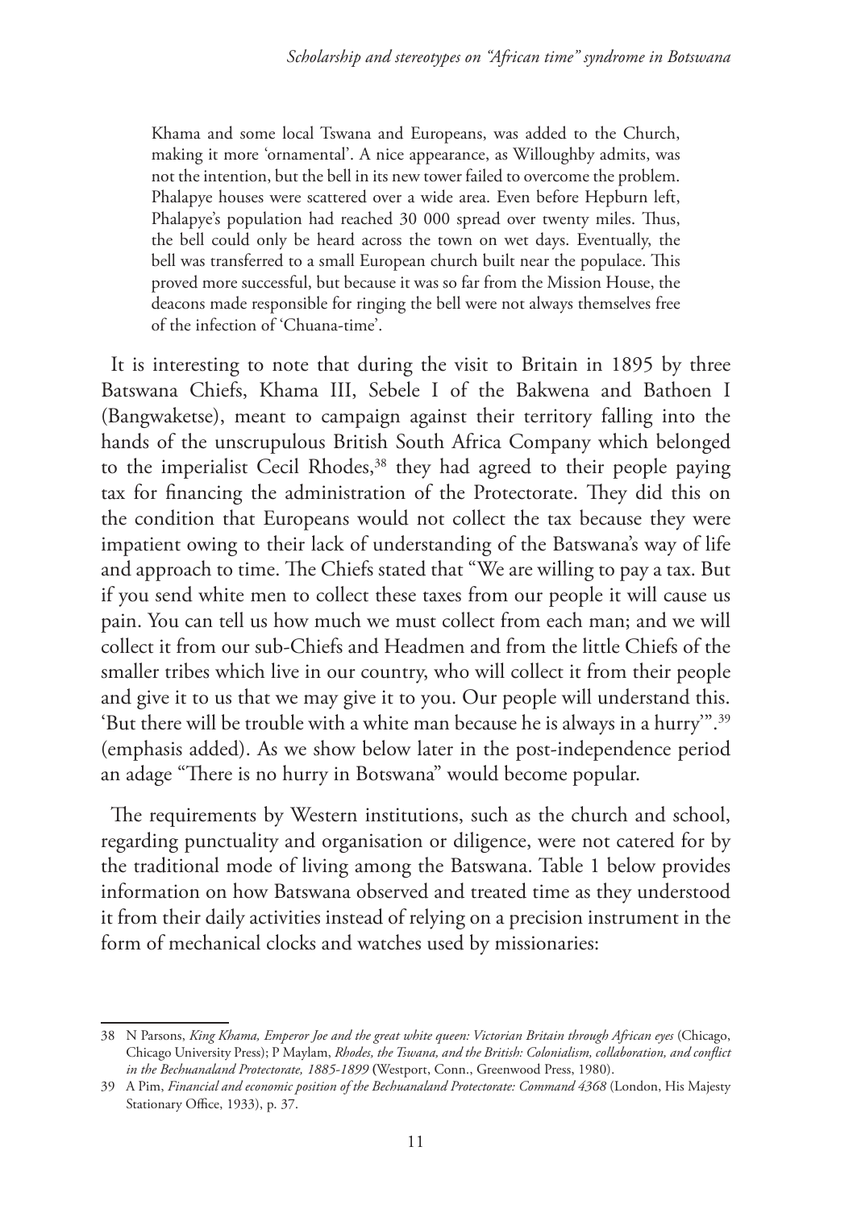> Khama and some local Tswana and Europeans, was added to the Church, making it more 'ornamental'. A nice appearance, as Willoughby admits, was not the intention, but the bell in its new tower failed to overcome the problem. Phalapye houses were scattered over a wide area. Even before Hepburn left, Phalapye's population had reached 30 000 spread over twenty miles. Thus, the bell could only be heard across the town on wet days. Eventually, the bell was transferred to a small European church built near the populace. This proved more successful, but because it was so far from the Mission House, the deacons made responsible for ringing the bell were not always themselves free of the infection of 'Chuana-time'.

It is interesting to note that during the visit to Britain in 1895 by three Batswana Chiefs, Khama III, Sebele I of the Bakwena and Bathoen I (Bangwaketse), meant to campaign against their territory falling into the hands of the unscrupulous British South Africa Company which belonged to the imperialist Cecil Rhodes,[38] they had agreed to their people paying tax for financing the administration of the Protectorate. They did this on the condition that Europeans would not collect the tax because they were impatient owing to their lack of understanding of the Batswana's way of life and approach to time. The Chiefs stated that "We are willing to pay a tax. But if you send white men to collect these taxes from our people it will cause us pain. You can tell us how much we must collect from each man; and we will collect it from our sub-Chiefs and Headmen and from the little Chiefs of the smaller tribes which live in our country, who will collect it from their people and give it to us that we may give it to you. Our people will understand this. 'But there will be trouble with a white man because he is always in a hurry'".[39] (emphasis added). As we show below later in the post-independence period an adage "There is no hurry in Botswana" would become popular.

The requirements by Western institutions, such as the church and school, regarding punctuality and organisation or diligence, were not catered for by the traditional mode of living among the Batswana. Table 1 below provides information on how Batswana observed and treated time as they understood it from their daily activities instead of relying on a precision instrument in the form of mechanical clocks and watches used by missionaries:

---

38 N Parsons, *King Khama, Emperor Joe and the great white queen: Victorian Britain through African eyes* (Chicago, Chicago University Press); P Maylam, *Rhodes, the Tswana, and the British: Colonialism, collaboration, and conflict in the Bechuanaland Protectorate, 1885-1899* (Westport, Conn., Greenwood Press, 1980).

39 A Pim, *Financial and economic position of the Bechuanaland Protectorate: Command 4368* (London, His Majesty Stationary Office, 1933), p. 37.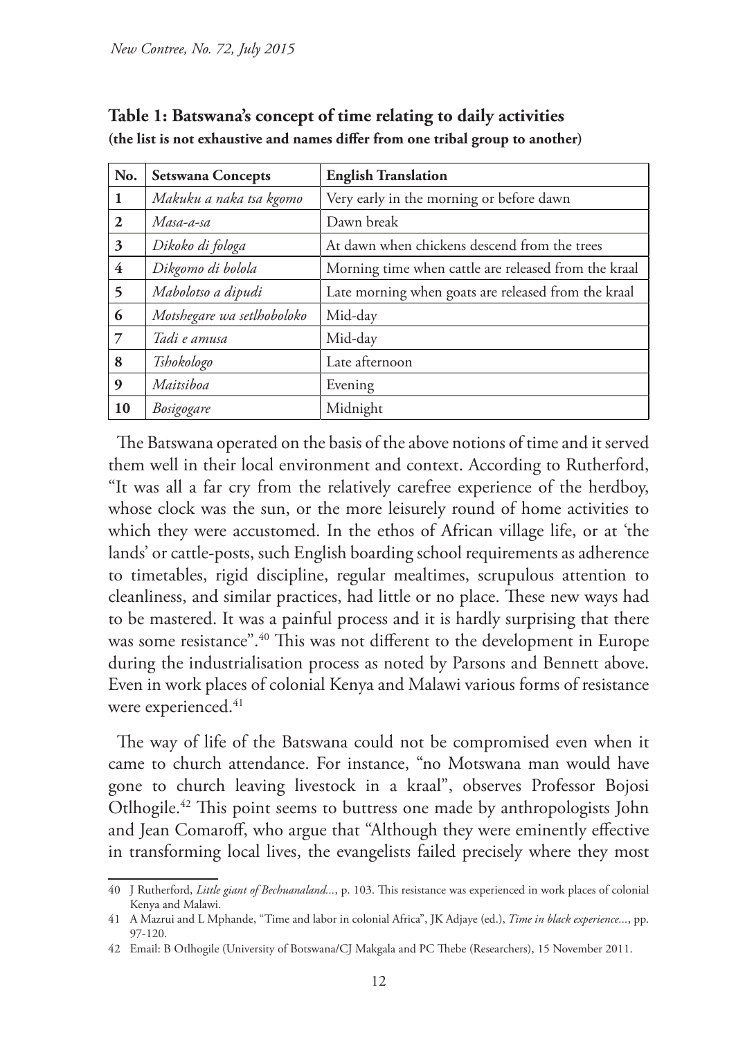**Table 1: Batswana's concept of time relating to daily activities**
**(the list is not exhaustive and names differ from one tribal group to another)**

| No. | Setswana Concepts | English Translation |
|---|---|---|
| **1** | *Makuku a naka tsa kgomo* | Very early in the morning or before dawn |
| **2** | *Masa-a-sa* | Dawn break |
| **3** | *Dikoko di fologa* | At dawn when chickens descend from the trees |
| **4** | *Dikgomo di bolola* | Morning time when cattle are released from the kraal |
| **5** | *Mabolotso a dipudi* | Late morning when goats are released from the kraal |
| **6** | *Motshegare wa setlhoboloko* | Mid-day |
| **7** | *Tadi e amusa* | Mid-day |
| **8** | *Tshokologo* | Late afternoon |
| **9** | *Maitsiboa* | Evening |
| **10** | *Bosigogare* | Midnight |

The Batswana operated on the basis of the above notions of time and it served them well in their local environment and context. According to Rutherford, "It was all a far cry from the relatively carefree experience of the herdboy, whose clock was the sun, or the more leisurely round of home activities to which they were accustomed. In the ethos of African village life, or at 'the lands' or cattle-posts, such English boarding school requirements as adherence to timetables, rigid discipline, regular mealtimes, scrupulous attention to cleanliness, and similar practices, had little or no place. These new ways had to be mastered. It was a painful process and it is hardly surprising that there was some resistance".[40] This was not different to the development in Europe during the industrialisation process as noted by Parsons and Bennett above. Even in work places of colonial Kenya and Malawi various forms of resistance were experienced.[41]

The way of life of the Batswana could not be compromised even when it came to church attendance. For instance, "no Motswana man would have gone to church leaving livestock in a kraal", observes Professor Bojosi Otlhogile.[42] This point seems to buttress one made by anthropologists John and Jean Comaroff, who argue that "Although they were eminently effective in transforming local lives, the evangelists failed precisely where they most

---

40 J Rutherford, *Little giant of Bechuanaland...*, p. 103. This resistance was experienced in work places of colonial Kenya and Malawi.

41 A Mazrui and L Mphande, "Time and labor in colonial Africa", JK Adjaye (ed.), *Time in black experience...*, pp. 97-120.

42 Email: B Otlhogile (University of Botswana/CJ Makgala and PC Thebe (Researchers), 15 November 2011.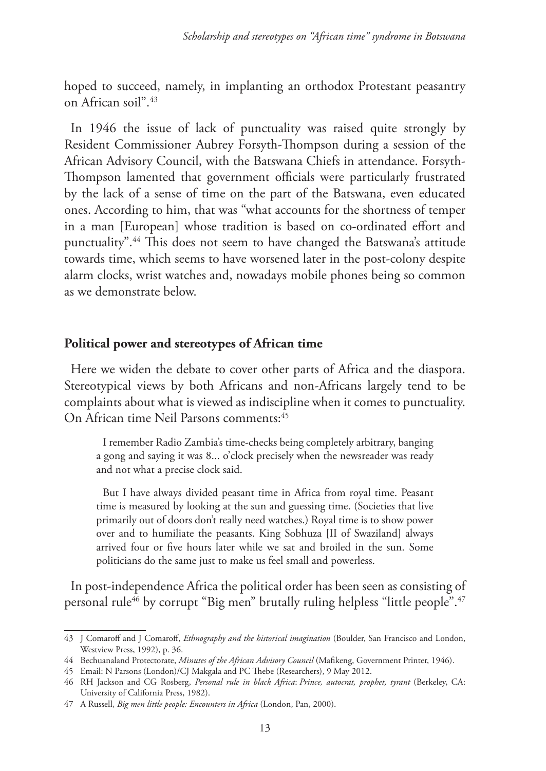hoped to succeed, namely, in implanting an orthodox Protestant peasantry on African soil".[43]

In 1946 the issue of lack of punctuality was raised quite strongly by Resident Commissioner Aubrey Forsyth-Thompson during a session of the African Advisory Council, with the Batswana Chiefs in attendance. Forsyth-Thompson lamented that government officials were particularly frustrated by the lack of a sense of time on the part of the Batswana, even educated ones. According to him, that was "what accounts for the shortness of temper in a man [European] whose tradition is based on co-ordinated effort and punctuality".[44] This does not seem to have changed the Batswana's attitude towards time, which seems to have worsened later in the post-colony despite alarm clocks, wrist watches and, nowadays mobile phones being so common as we demonstrate below.

## Political power and stereotypes of African time

Here we widen the debate to cover other parts of Africa and the diaspora. Stereotypical views by both Africans and non-Africans largely tend to be complaints about what is viewed as indiscipline when it comes to punctuality. On African time Neil Parsons comments:[45]

> I remember Radio Zambia's time-checks being completely arbitrary, banging a gong and saying it was 8... o'clock precisely when the newsreader was ready and not what a precise clock said.
>
> But I have always divided peasant time in Africa from royal time. Peasant time is measured by looking at the sun and guessing time. (Societies that live primarily out of doors don't really need watches.) Royal time is to show power over and to humiliate the peasants. King Sobhuza [II of Swaziland] always arrived four or five hours later while we sat and broiled in the sun. Some politicians do the same just to make us feel small and powerless.

In post-independence Africa the political order has been seen as consisting of personal rule[46] by corrupt "Big men" brutally ruling helpless "little people".[47]

---

43 J Comaroff and J Comaroff, *Ethnography and the historical imagination* (Boulder, San Francisco and London, Westview Press, 1992), p. 36.

44 Bechuanaland Protectorate, *Minutes of the African Advisory Council* (Mafikeng, Government Printer, 1946).

45 Email: N Parsons (London)/CJ Makgala and PC Thebe (Researchers), 9 May 2012.

46 RH Jackson and CG Rosberg, *Personal rule in black Africa*: *Prince, autocrat, prophet, tyrant* (Berkeley, CA: University of California Press, 1982).

47 A Russell, *Big men little people: Encounters in Africa* (London, Pan, 2000).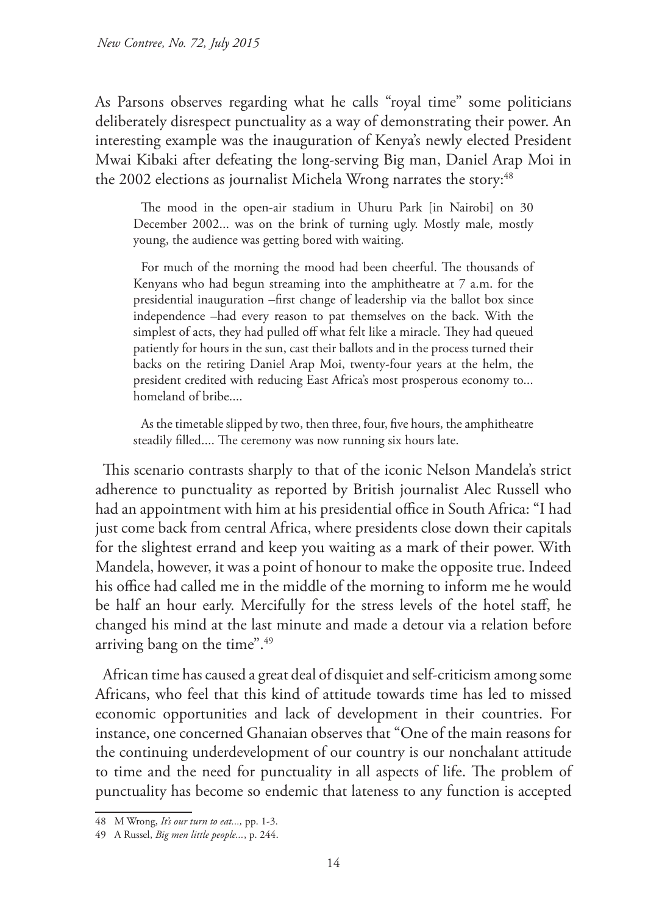As Parsons observes regarding what he calls "royal time" some politicians deliberately disrespect punctuality as a way of demonstrating their power. An interesting example was the inauguration of Kenya's newly elected President Mwai Kibaki after defeating the long-serving Big man, Daniel Arap Moi in the 2002 elections as journalist Michela Wrong narrates the story:[48]

> The mood in the open-air stadium in Uhuru Park [in Nairobi] on 30 December 2002... was on the brink of turning ugly. Mostly male, mostly young, the audience was getting bored with waiting.
>
> For much of the morning the mood had been cheerful. The thousands of Kenyans who had begun streaming into the amphitheatre at 7 a.m. for the presidential inauguration –first change of leadership via the ballot box since independence –had every reason to pat themselves on the back. With the simplest of acts, they had pulled off what felt like a miracle. They had queued patiently for hours in the sun, cast their ballots and in the process turned their backs on the retiring Daniel Arap Moi, twenty-four years at the helm, the president credited with reducing East Africa's most prosperous economy to... homeland of bribe....
>
> As the timetable slipped by two, then three, four, five hours, the amphitheatre steadily filled.... The ceremony was now running six hours late.

This scenario contrasts sharply to that of the iconic Nelson Mandela's strict adherence to punctuality as reported by British journalist Alec Russell who had an appointment with him at his presidential office in South Africa: "I had just come back from central Africa, where presidents close down their capitals for the slightest errand and keep you waiting as a mark of their power. With Mandela, however, it was a point of honour to make the opposite true. Indeed his office had called me in the middle of the morning to inform me he would be half an hour early. Mercifully for the stress levels of the hotel staff, he changed his mind at the last minute and made a detour via a relation before arriving bang on the time".[49]

African time has caused a great deal of disquiet and self-criticism among some Africans, who feel that this kind of attitude towards time has led to missed economic opportunities and lack of development in their countries. For instance, one concerned Ghanaian observes that "One of the main reasons for the continuing underdevelopment of our country is our nonchalant attitude to time and the need for punctuality in all aspects of life. The problem of punctuality has become so endemic that lateness to any function is accepted

---

48 M Wrong, *It's our turn to eat...,* pp. 1-3.

49 A Russel, *Big men little people...*, p. 244.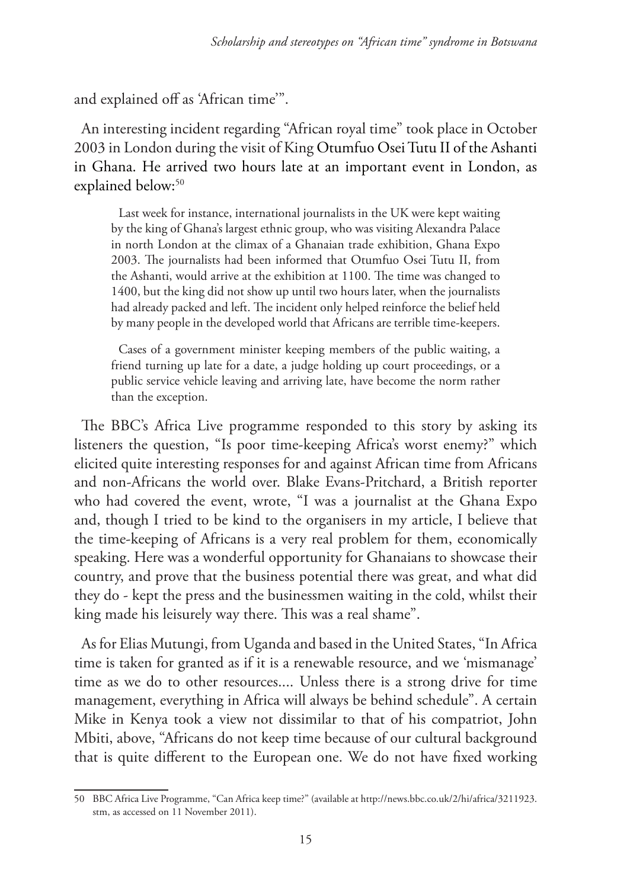and explained off as 'African time'".

An interesting incident regarding "African royal time" took place in October 2003 in London during the visit of King Otumfuo Osei Tutu II of the Ashanti in Ghana. He arrived two hours late at an important event in London, as explained below:[50]

> Last week for instance, international journalists in the UK were kept waiting by the king of Ghana's largest ethnic group, who was visiting Alexandra Palace in north London at the climax of a Ghanaian trade exhibition, Ghana Expo 2003. The journalists had been informed that Otumfuo Osei Tutu II, from the Ashanti, would arrive at the exhibition at 1100. The time was changed to 1400, but the king did not show up until two hours later, when the journalists had already packed and left. The incident only helped reinforce the belief held by many people in the developed world that Africans are terrible time-keepers.
>
> Cases of a government minister keeping members of the public waiting, a friend turning up late for a date, a judge holding up court proceedings, or a public service vehicle leaving and arriving late, have become the norm rather than the exception.

The BBC's Africa Live programme responded to this story by asking its listeners the question, "Is poor time-keeping Africa's worst enemy?" which elicited quite interesting responses for and against African time from Africans and non-Africans the world over. Blake Evans-Pritchard, a British reporter who had covered the event, wrote, "I was a journalist at the Ghana Expo and, though I tried to be kind to the organisers in my article, I believe that the time-keeping of Africans is a very real problem for them, economically speaking. Here was a wonderful opportunity for Ghanaians to showcase their country, and prove that the business potential there was great, and what did they do - kept the press and the businessmen waiting in the cold, whilst their king made his leisurely way there. This was a real shame".

As for Elias Mutungi, from Uganda and based in the United States, "In Africa time is taken for granted as if it is a renewable resource, and we 'mismanage' time as we do to other resources.... Unless there is a strong drive for time management, everything in Africa will always be behind schedule". A certain Mike in Kenya took a view not dissimilar to that of his compatriot, John Mbiti, above, "Africans do not keep time because of our cultural background that is quite different to the European one. We do not have fixed working

---

50 BBC Africa Live Programme, "Can Africa keep time?" (available at http://news.bbc.co.uk/2/hi/africa/3211923.stm, as accessed on 11 November 2011).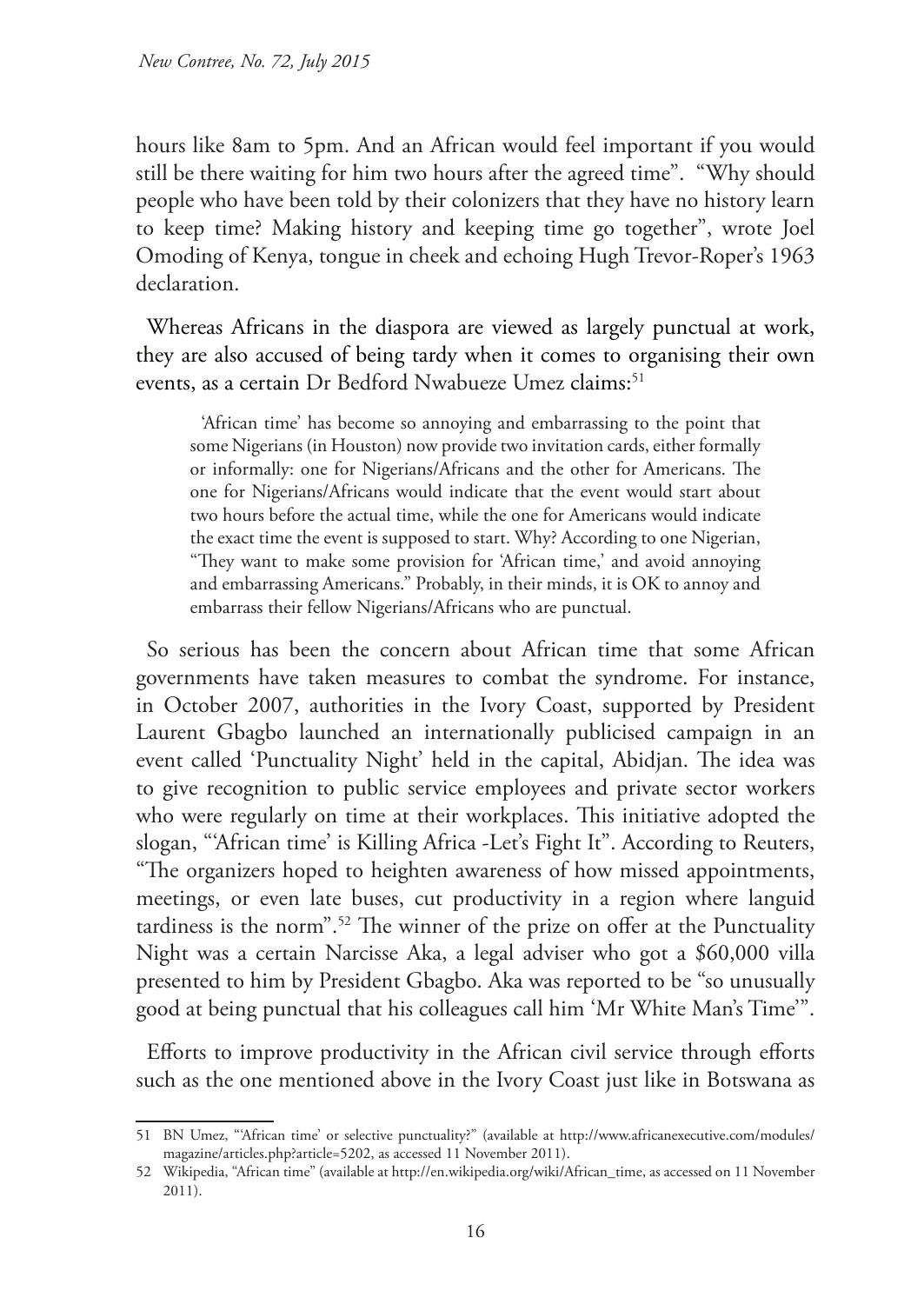hours like 8am to 5pm. And an African would feel important if you would still be there waiting for him two hours after the agreed time". "Why should people who have been told by their colonizers that they have no history learn to keep time? Making history and keeping time go together", wrote Joel Omoding of Kenya, tongue in cheek and echoing Hugh Trevor-Roper's 1963 declaration.

Whereas Africans in the diaspora are viewed as largely punctual at work, they are also accused of being tardy when it comes to organising their own events, as a certain Dr Bedford Nwabueze Umez claims:[51]

> 'African time' has become so annoying and embarrassing to the point that some Nigerians (in Houston) now provide two invitation cards, either formally or informally: one for Nigerians/Africans and the other for Americans. The one for Nigerians/Africans would indicate that the event would start about two hours before the actual time, while the one for Americans would indicate the exact time the event is supposed to start. Why? According to one Nigerian, "They want to make some provision for 'African time,' and avoid annoying and embarrassing Americans." Probably, in their minds, it is OK to annoy and embarrass their fellow Nigerians/Africans who are punctual.

So serious has been the concern about African time that some African governments have taken measures to combat the syndrome. For instance, in October 2007, authorities in the Ivory Coast, supported by President Laurent Gbagbo launched an internationally publicised campaign in an event called 'Punctuality Night' held in the capital, Abidjan. The idea was to give recognition to public service employees and private sector workers who were regularly on time at their workplaces. This initiative adopted the slogan, "'African time' is Killing Africa -Let's Fight It". According to Reuters, "The organizers hoped to heighten awareness of how missed appointments, meetings, or even late buses, cut productivity in a region where languid tardiness is the norm".[52] The winner of the prize on offer at the Punctuality Night was a certain Narcisse Aka, a legal adviser who got a $60,000 villa presented to him by President Gbagbo. Aka was reported to be "so unusually good at being punctual that his colleagues call him 'Mr White Man's Time'".

Efforts to improve productivity in the African civil service through efforts such as the one mentioned above in the Ivory Coast just like in Botswana as

---

51 BN Umez, "'African time' or selective punctuality?" (available at http://www.africanexecutive.com/modules/magazine/articles.php?article=5202, as accessed 11 November 2011).

52 Wikipedia, "African time" (available at http://en.wikipedia.org/wiki/African_time, as accessed on 11 November 2011).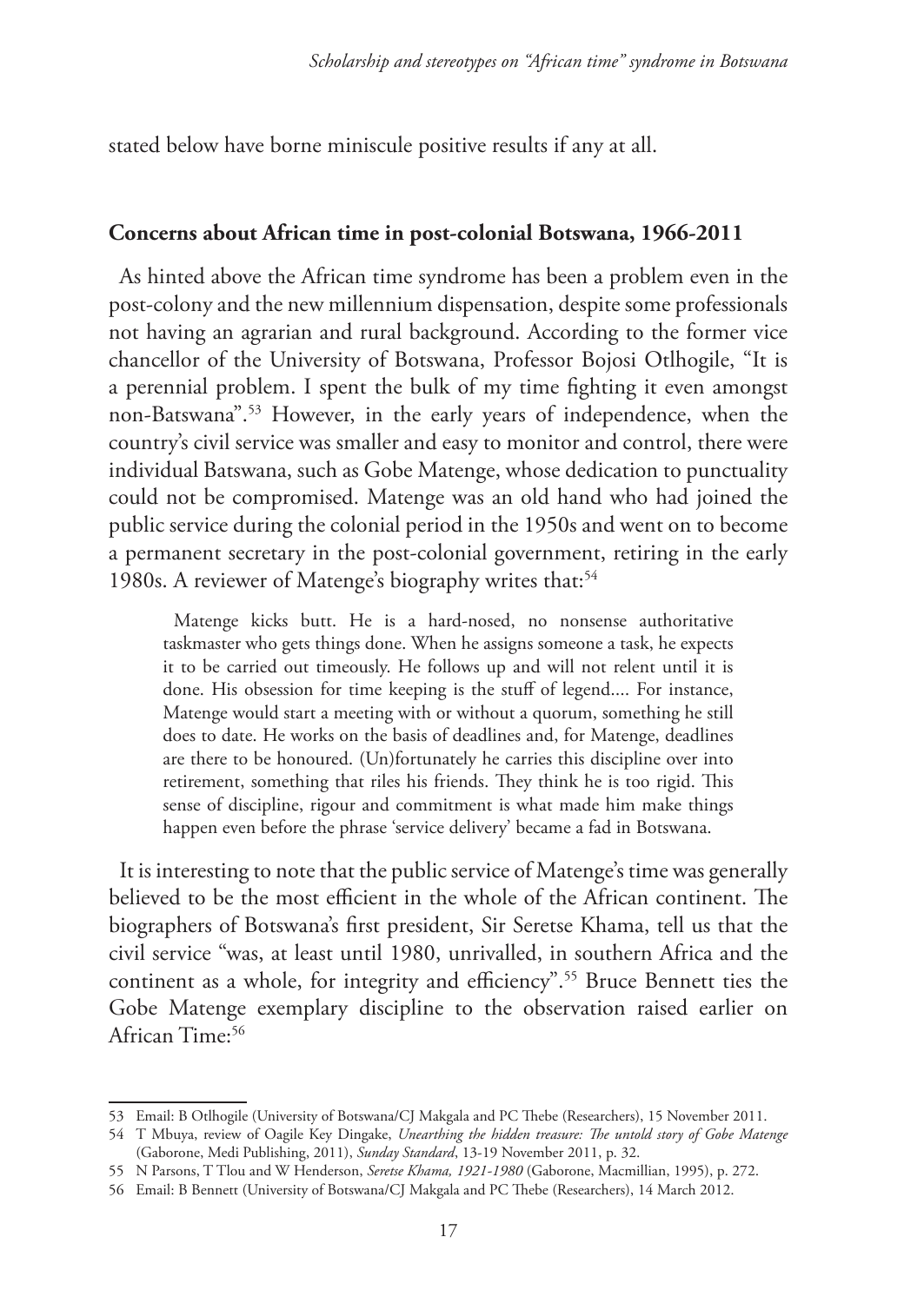stated below have borne miniscule positive results if any at all.

**Concerns about African time in post-colonial Botswana, 1966-2011**

As hinted above the African time syndrome has been a problem even in the post-colony and the new millennium dispensation, despite some professionals not having an agrarian and rural background. According to the former vice chancellor of the University of Botswana, Professor Bojosi Otlhogile, "It is a perennial problem. I spent the bulk of my time fighting it even amongst non-Batswana".[53] However, in the early years of independence, when the country's civil service was smaller and easy to monitor and control, there were individual Batswana, such as Gobe Matenge, whose dedication to punctuality could not be compromised. Matenge was an old hand who had joined the public service during the colonial period in the 1950s and went on to become a permanent secretary in the post-colonial government, retiring in the early 1980s. A reviewer of Matenge's biography writes that:[54]

> Matenge kicks butt. He is a hard-nosed, no nonsense authoritative taskmaster who gets things done. When he assigns someone a task, he expects it to be carried out timeously. He follows up and will not relent until it is done. His obsession for time keeping is the stuff of legend.... For instance, Matenge would start a meeting with or without a quorum, something he still does to date. He works on the basis of deadlines and, for Matenge, deadlines are there to be honoured. (Un)fortunately he carries this discipline over into retirement, something that riles his friends. They think he is too rigid. This sense of discipline, rigour and commitment is what made him make things happen even before the phrase 'service delivery' became a fad in Botswana.

It is interesting to note that the public service of Matenge's time was generally believed to be the most efficient in the whole of the African continent. The biographers of Botswana's first president, Sir Seretse Khama, tell us that the civil service "was, at least until 1980, unrivalled, in southern Africa and the continent as a whole, for integrity and efficiency".[55] Bruce Bennett ties the Gobe Matenge exemplary discipline to the observation raised earlier on African Time:[56]

---

53 Email: B Otlhogile (University of Botswana/CJ Makgala and PC Thebe (Researchers), 15 November 2011.

54 T Mbuya, review of Oagile Key Dingake, *Unearthing the hidden treasure: The untold story of Gobe Matenge* (Gaborone, Medi Publishing, 2011), *Sunday Standard*, 13-19 November 2011, p. 32.

55 N Parsons, T Tlou and W Henderson, *Seretse Khama, 1921-1980* (Gaborone, Macmillian, 1995), p. 272.

56 Email: B Bennett (University of Botswana/CJ Makgala and PC Thebe (Researchers), 14 March 2012.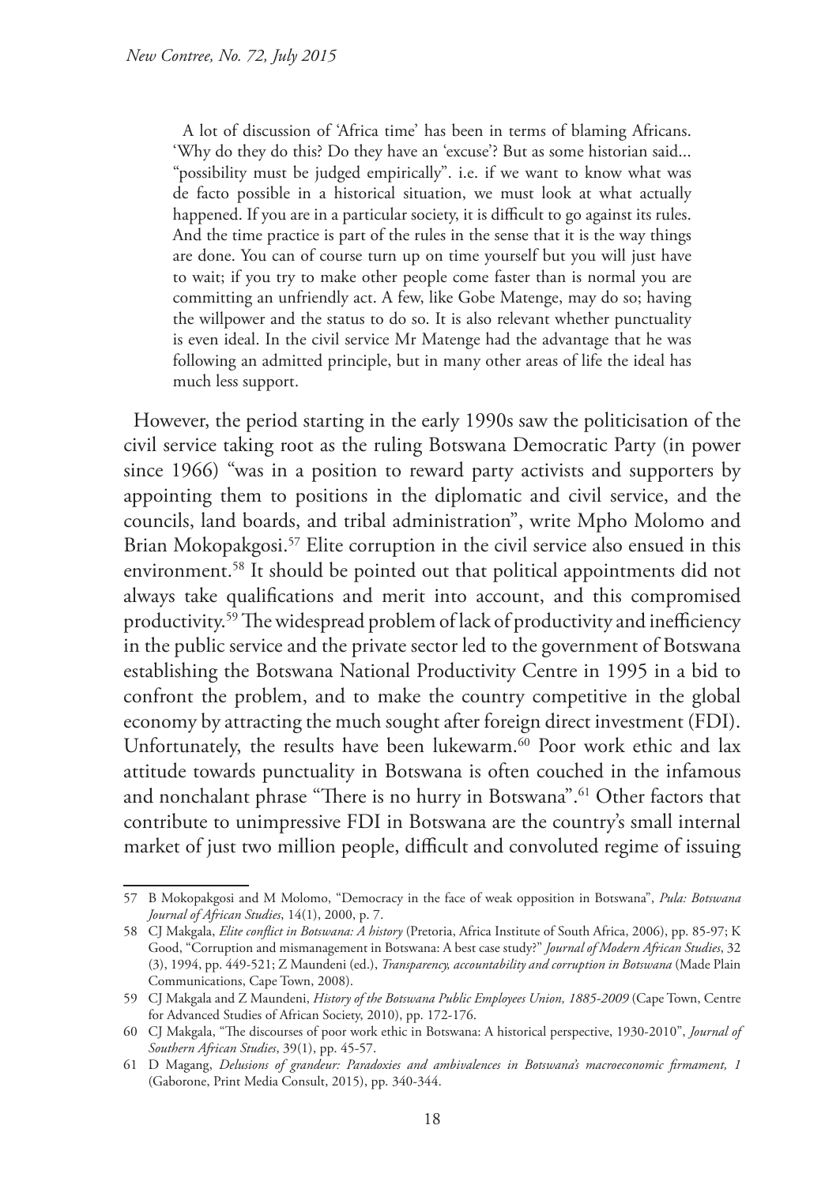> A lot of discussion of 'Africa time' has been in terms of blaming Africans. 'Why do they do this? Do they have an 'excuse'? But as some historian said... "possibility must be judged empirically". i.e. if we want to know what was de facto possible in a historical situation, we must look at what actually happened. If you are in a particular society, it is difficult to go against its rules. And the time practice is part of the rules in the sense that it is the way things are done. You can of course turn up on time yourself but you will just have to wait; if you try to make other people come faster than is normal you are committing an unfriendly act. A few, like Gobe Matenge, may do so; having the willpower and the status to do so. It is also relevant whether punctuality is even ideal. In the civil service Mr Matenge had the advantage that he was following an admitted principle, but in many other areas of life the ideal has much less support.

However, the period starting in the early 1990s saw the politicisation of the civil service taking root as the ruling Botswana Democratic Party (in power since 1966) "was in a position to reward party activists and supporters by appointing them to positions in the diplomatic and civil service, and the councils, land boards, and tribal administration", write Mpho Molomo and Brian Mokopakgosi.[57] Elite corruption in the civil service also ensued in this environment.[58] It should be pointed out that political appointments did not always take qualifications and merit into account, and this compromised productivity.[59] The widespread problem of lack of productivity and inefficiency in the public service and the private sector led to the government of Botswana establishing the Botswana National Productivity Centre in 1995 in a bid to confront the problem, and to make the country competitive in the global economy by attracting the much sought after foreign direct investment (FDI). Unfortunately, the results have been lukewarm.[60] Poor work ethic and lax attitude towards punctuality in Botswana is often couched in the infamous and nonchalant phrase "There is no hurry in Botswana".[61] Other factors that contribute to unimpressive FDI in Botswana are the country's small internal market of just two million people, difficult and convoluted regime of issuing

---

57 B Mokopakgosi and M Molomo, "Democracy in the face of weak opposition in Botswana", *Pula: Botswana Journal of African Studies*, 14(1), 2000, p. 7.

58 CJ Makgala, *Elite conflict in Botswana: A history* (Pretoria, Africa Institute of South Africa, 2006), pp. 85-97; K Good, "Corruption and mismanagement in Botswana: A best case study?" *Journal of Modern African Studies*, 32 (3), 1994, pp. 449-521; Z Maundeni (ed.), *Transparency, accountability and corruption in Botswana* (Made Plain Communications, Cape Town, 2008).

59 CJ Makgala and Z Maundeni, *History of the Botswana Public Employees Union, 1885-2009* (Cape Town, Centre for Advanced Studies of African Society, 2010), pp. 172-176.

60 CJ Makgala, "The discourses of poor work ethic in Botswana: A historical perspective, 1930-2010", *Journal of Southern African Studies*, 39(1), pp. 45-57.

61 D Magang, *Delusions of grandeur: Paradoxies and ambivalences in Botswana's macroeconomic firmament, 1* (Gaborone, Print Media Consult, 2015), pp. 340-344.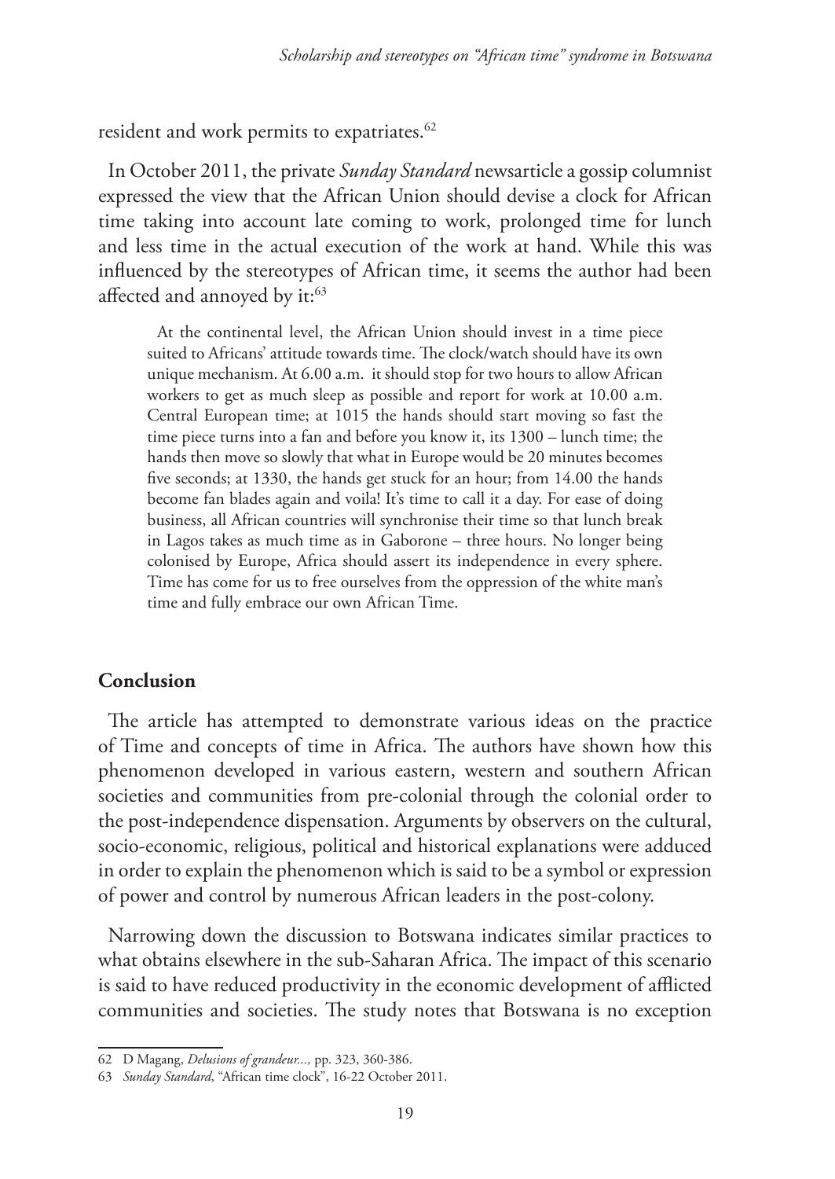resident and work permits to expatriates.[62]

In October 2011, the private *Sunday Standard* newsarticle a gossip columnist expressed the view that the African Union should devise a clock for African time taking into account late coming to work, prolonged time for lunch and less time in the actual execution of the work at hand. While this was influenced by the stereotypes of African time, it seems the author had been affected and annoyed by it:[63]

> At the continental level, the African Union should invest in a time piece suited to Africans' attitude towards time. The clock/watch should have its own unique mechanism. At 6.00 a.m. it should stop for two hours to allow African workers to get as much sleep as possible and report for work at 10.00 a.m. Central European time; at 1015 the hands should start moving so fast the time piece turns into a fan and before you know it, its 1300 – lunch time; the hands then move so slowly that what in Europe would be 20 minutes becomes five seconds; at 1330, the hands get stuck for an hour; from 14.00 the hands become fan blades again and voila! It's time to call it a day. For ease of doing business, all African countries will synchronise their time so that lunch break in Lagos takes as much time as in Gaborone – three hours. No longer being colonised by Europe, Africa should assert its independence in every sphere. Time has come for us to free ourselves from the oppression of the white man's time and fully embrace our own African Time.

## Conclusion

The article has attempted to demonstrate various ideas on the practice of Time and concepts of time in Africa. The authors have shown how this phenomenon developed in various eastern, western and southern African societies and communities from pre-colonial through the colonial order to the post-independence dispensation. Arguments by observers on the cultural, socio-economic, religious, political and historical explanations were adduced in order to explain the phenomenon which is said to be a symbol or expression of power and control by numerous African leaders in the post-colony.

Narrowing down the discussion to Botswana indicates similar practices to what obtains elsewhere in the sub-Saharan Africa. The impact of this scenario is said to have reduced productivity in the economic development of afflicted communities and societies. The study notes that Botswana is no exception

---

62 D Magang, *Delusions of grandeur...,* pp. 323, 360-386.

63 *Sunday Standard*, "African time clock", 16-22 October 2011.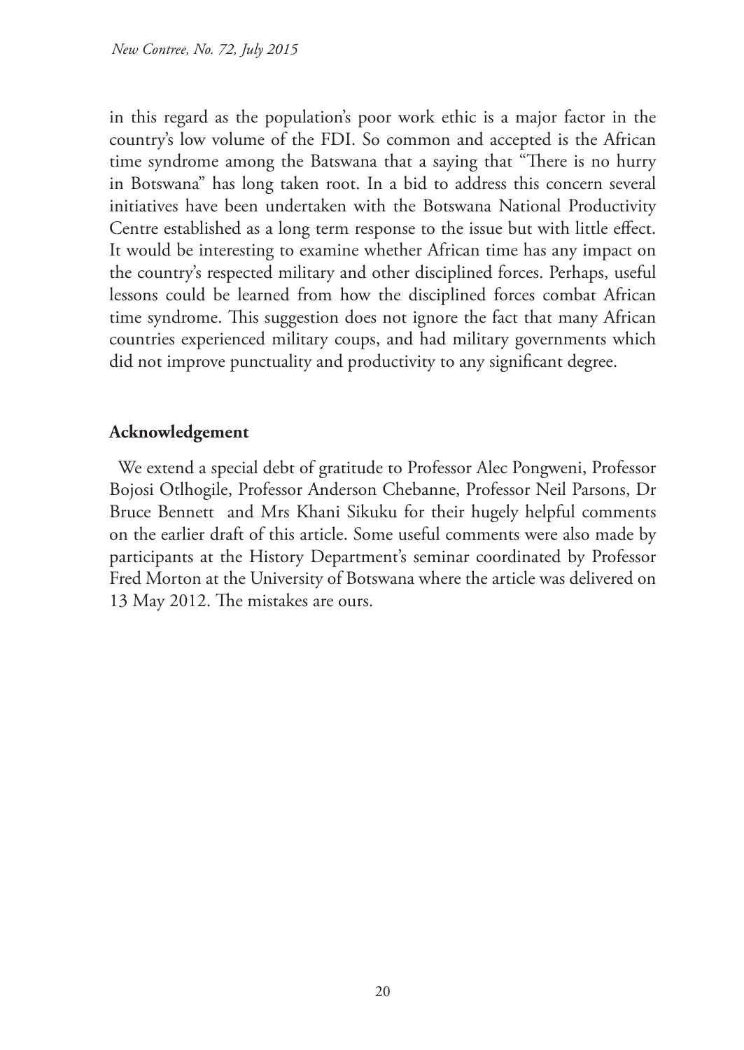in this regard as the population's poor work ethic is a major factor in the country's low volume of the FDI. So common and accepted is the African time syndrome among the Batswana that a saying that "There is no hurry in Botswana" has long taken root. In a bid to address this concern several initiatives have been undertaken with the Botswana National Productivity Centre established as a long term response to the issue but with little effect. It would be interesting to examine whether African time has any impact on the country's respected military and other disciplined forces. Perhaps, useful lessons could be learned from how the disciplined forces combat African time syndrome. This suggestion does not ignore the fact that many African countries experienced military coups, and had military governments which did not improve punctuality and productivity to any significant degree.

## Acknowledgement

We extend a special debt of gratitude to Professor Alec Pongweni, Professor Bojosi Otlhogile, Professor Anderson Chebanne, Professor Neil Parsons, Dr Bruce Bennett and Mrs Khani Sikuku for their hugely helpful comments on the earlier draft of this article. Some useful comments were also made by participants at the History Department's seminar coordinated by Professor Fred Morton at the University of Botswana where the article was delivered on 13 May 2012. The mistakes are ours.